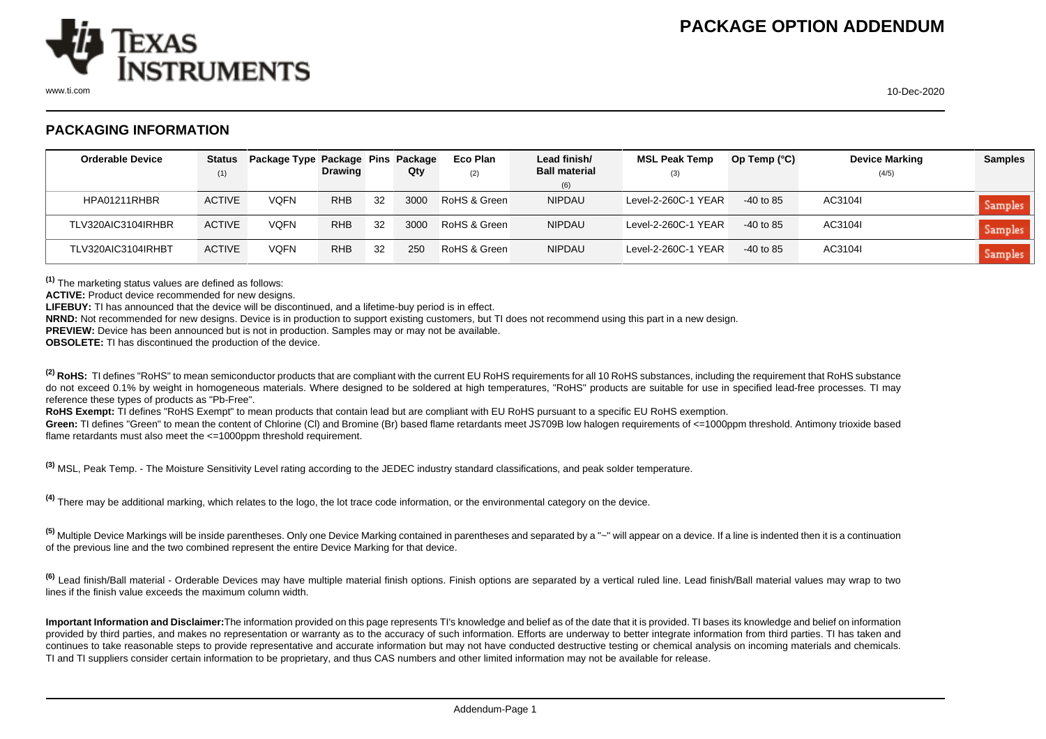# PACKAGE OPTION ADDENDUM

## PACKAGING INFORMATION

| Orderable Device | Status (1) | Package Type | Package Drawing | Pins | Package Qty | Eco Plan (2) | Lead finish/ Ball material (6) | MSL Peak Temp (3) | Op Temp (°C) | Device Marking (4/5) | Samples |
|---|---|---|---|---|---|---|---|---|---|---|---|
| HPA01211RHBR | ACTIVE | VQFN | RHB | 32 | 3000 | RoHS & Green | NIPDAU | Level-2-260C-1 YEAR | -40 to 85 | AC3104I | Samples |
| TLV320AIC3104IRHBR | ACTIVE | VQFN | RHB | 32 | 3000 | RoHS & Green | NIPDAU | Level-2-260C-1 YEAR | -40 to 85 | AC3104I | Samples |
| TLV320AIC3104IRHBT | ACTIVE | VQFN | RHB | 32 | 250 | RoHS & Green | NIPDAU | Level-2-260C-1 YEAR | -40 to 85 | AC3104I | Samples |

[1] The marketing status values are defined as follows:
**ACTIVE:** Product device recommended for new designs.
**LIFEBUY:** TI has announced that the device will be discontinued, and a lifetime-buy period is in effect.
**NRND:** Not recommended for new designs. Device is in production to support existing customers, but TI does not recommend using this part in a new design.
**PREVIEW:** Device has been announced but is not in production. Samples may or may not be available.
**OBSOLETE:** TI has discontinued the production of the device.

[2] **RoHS:** TI defines "RoHS" to mean semiconductor products that are compliant with the current EU RoHS requirements for all 10 RoHS substances, including the requirement that RoHS substance do not exceed 0.1% by weight in homogeneous materials. Where designed to be soldered at high temperatures, "RoHS" products are suitable for use in specified lead-free processes. TI may reference these types of products as "Pb-Free".
**RoHS Exempt:** TI defines "RoHS Exempt" to mean products that contain lead but are compliant with EU RoHS pursuant to a specific EU RoHS exemption.
**Green:** TI defines "Green" to mean the content of Chlorine (Cl) and Bromine (Br) based flame retardants meet JS709B low halogen requirements of <=1000ppm threshold. Antimony trioxide based flame retardants must also meet the <=1000ppm threshold requirement.

[3] MSL, Peak Temp. - The Moisture Sensitivity Level rating according to the JEDEC industry standard classifications, and peak solder temperature.

[4] There may be additional marking, which relates to the logo, the lot trace code information, or the environmental category on the device.

[5] Multiple Device Markings will be inside parentheses. Only one Device Marking contained in parentheses and separated by a "~" will appear on a device. If a line is indented then it is a continuation of the previous line and the two combined represent the entire Device Marking for that device.

[6] Lead finish/Ball material - Orderable Devices may have multiple material finish options. Finish options are separated by a vertical ruled line. Lead finish/Ball material values may wrap to two lines if the finish value exceeds the maximum column width.

**Important Information and Disclaimer:**The information provided on this page represents TI's knowledge and belief as of the date that it is provided. TI bases its knowledge and belief on information provided by third parties, and makes no representation or warranty as to the accuracy of such information. Efforts are underway to better integrate information from third parties. TI has taken and continues to take reasonable steps to provide representative and accurate information but may not have conducted destructive testing or chemical analysis on incoming materials and chemicals. TI and TI suppliers consider certain information to be proprietary, and thus CAS numbers and other limited information may not be available for release.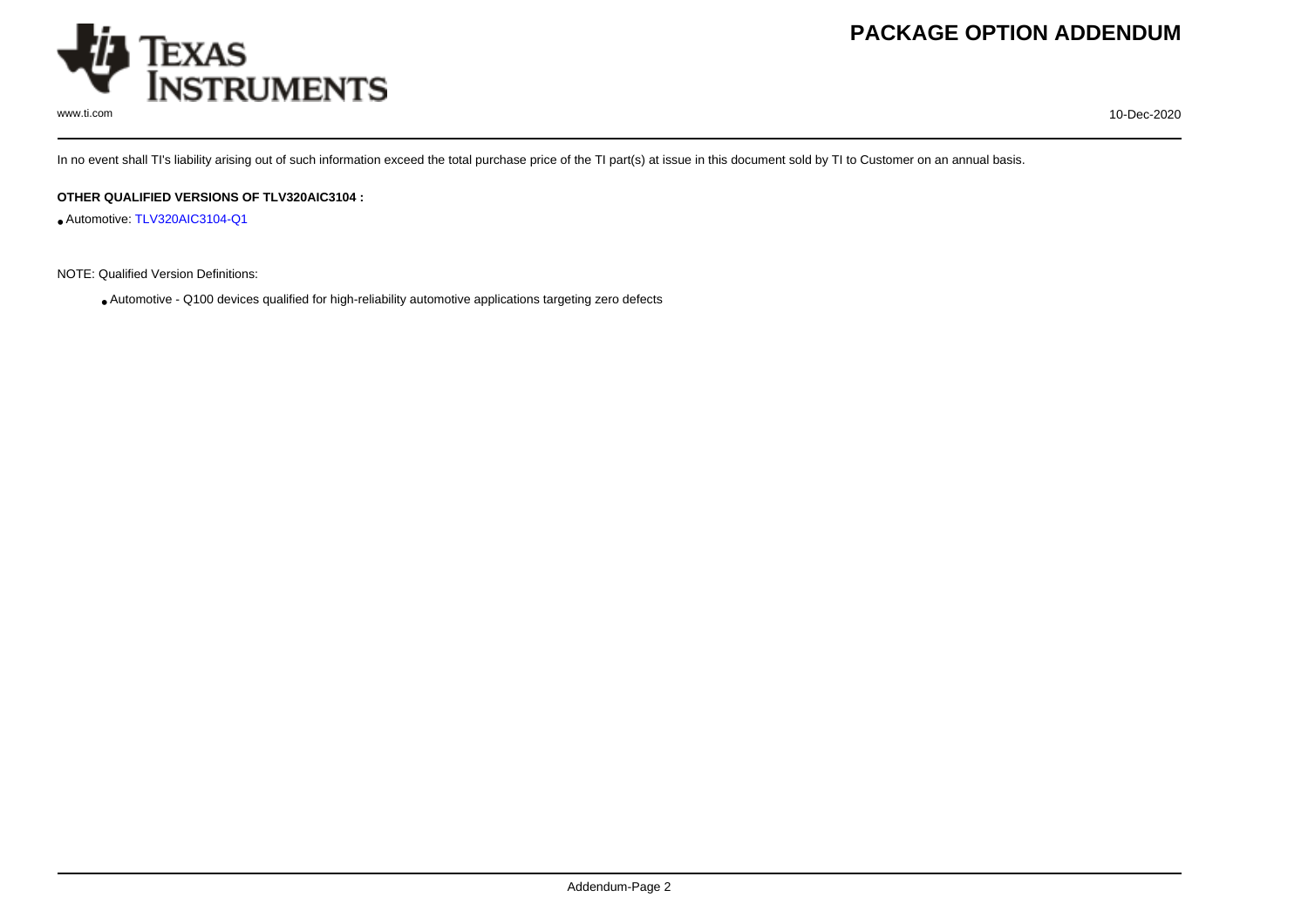In no event shall TI's liability arising out of such information exceed the total purchase price of the TI part(s) at issue in this document sold by TI to Customer on an annual basis.

**OTHER QUALIFIED VERSIONS OF TLV320AIC3104 :**

- Automotive: TLV320AIC3104-Q1

NOTE: Qualified Version Definitions:

- Automotive - Q100 devices qualified for high-reliability automotive applications targeting zero defects